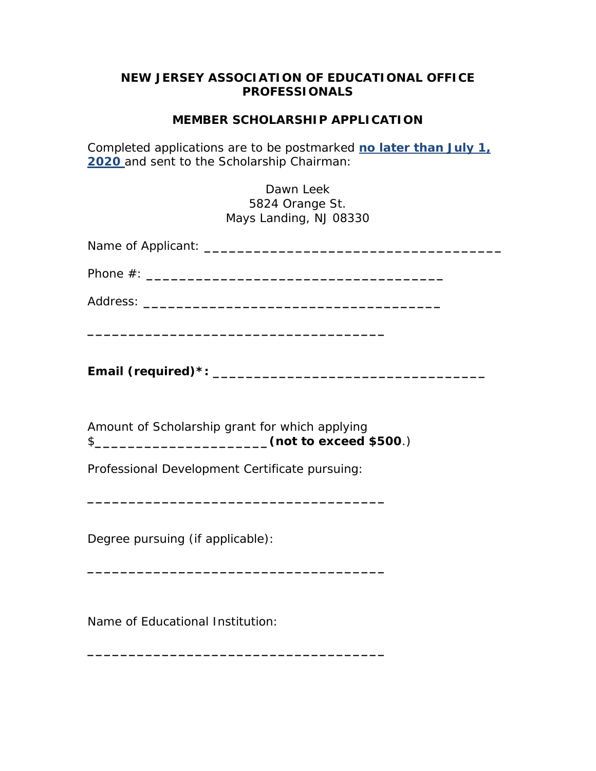# NEW JERSEY ASSOCIATION OF EDUCATIONAL OFFICE PROFESSIONALS

## MEMBER SCHOLARSHIP APPLICATION

Completed applications are to be postmarked **no later than July 1, 2020** and sent to the Scholarship Chairman:

Dawn Leek
5824 Orange St.
Mays Landing, NJ 08330

Name of Applicant: ____________________________________

Phone #: ____________________________________

Address: ____________________________________

____________________________________

**Email (required)*: ____________________________________**

Amount of Scholarship grant for which applying $_____________________**(not to exceed $500**.)

Professional Development Certificate pursuing:

____________________________________

Degree pursuing (if applicable):

____________________________________

Name of Educational Institution:

____________________________________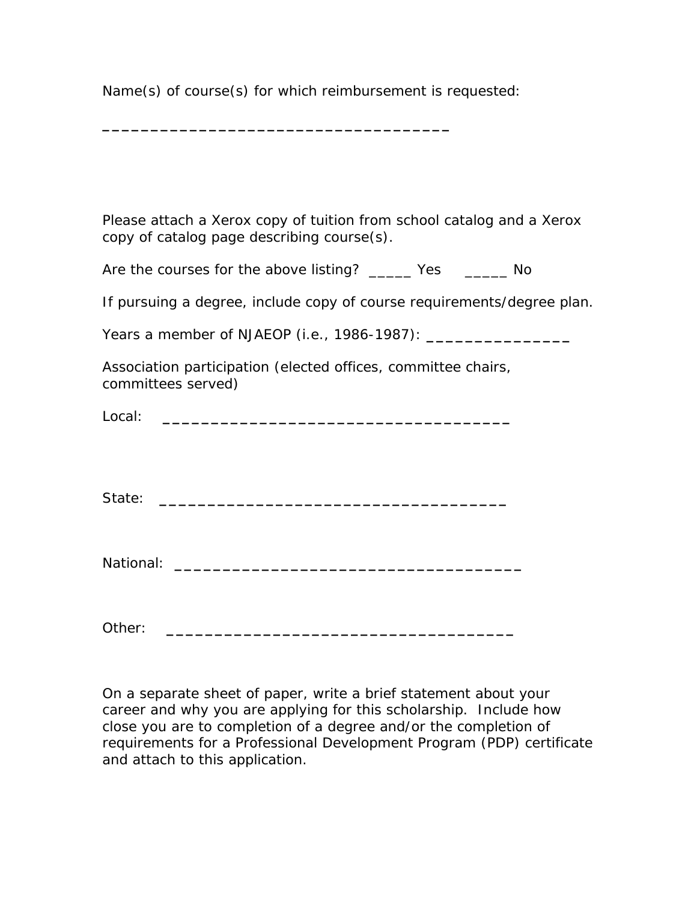Name(s) of course(s) for which reimbursement is requested:

______________________________________

Please attach a Xerox copy of tuition from school catalog and a Xerox copy of catalog page describing course(s).

Are the courses for the above listing? _____ Yes _____ No

If pursuing a degree, include copy of course requirements/degree plan.

Years a member of NJAEOP (i.e., 1986-1987): ________________

Association participation (elected offices, committee chairs, committees served)

Local: ______________________________________

State: ______________________________________

National: ______________________________________

Other: ______________________________________

On a separate sheet of paper, write a brief statement about your career and why you are applying for this scholarship. Include how close you are to completion of a degree and/or the completion of requirements for a Professional Development Program (PDP) certificate and attach to this application.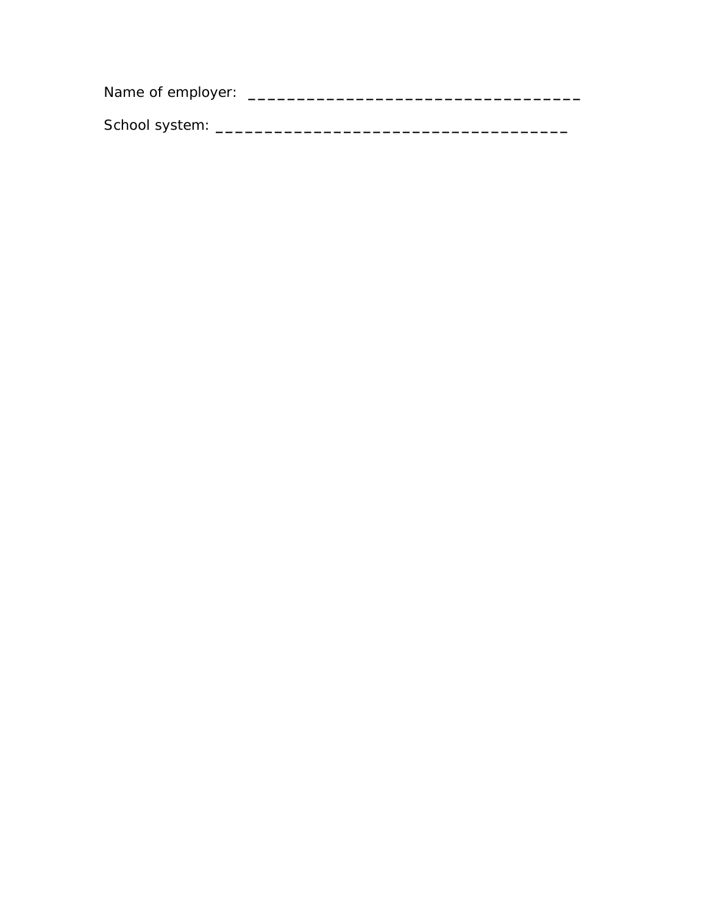Name of employer:  ___________________________________

School system: _____________________________________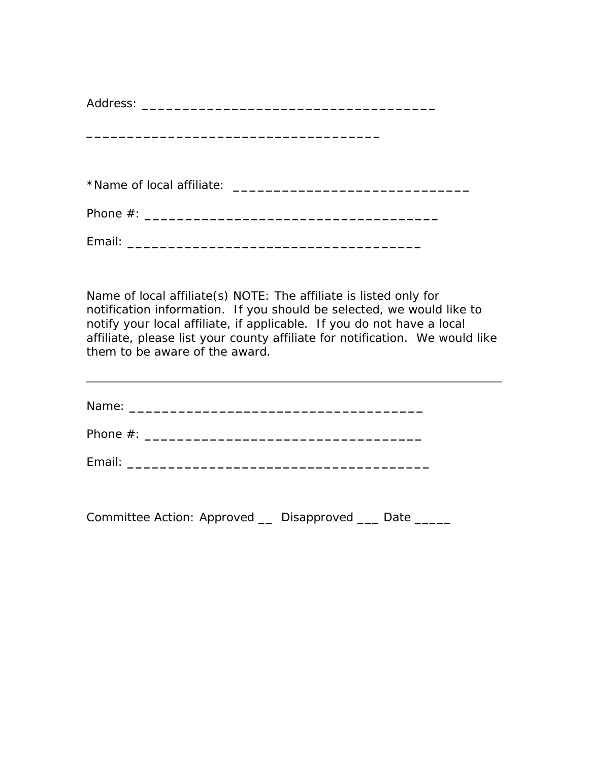Address: _______________________________________

_______________________________________

*Name of local affiliate: ______________________________

Phone #: _______________________________________

Email: _______________________________________

Name of local affiliate(s) NOTE: The affiliate is listed only for notification information. If you should be selected, we would like to notify your local affiliate, if applicable. If you do not have a local affiliate, please list your county affiliate for notification. We would like them to be aware of the award.

---

Name: _______________________________________

Phone #: _____________________________________

Email: ________________________________________

Committee Action: Approved __ Disapproved ___ Date _____